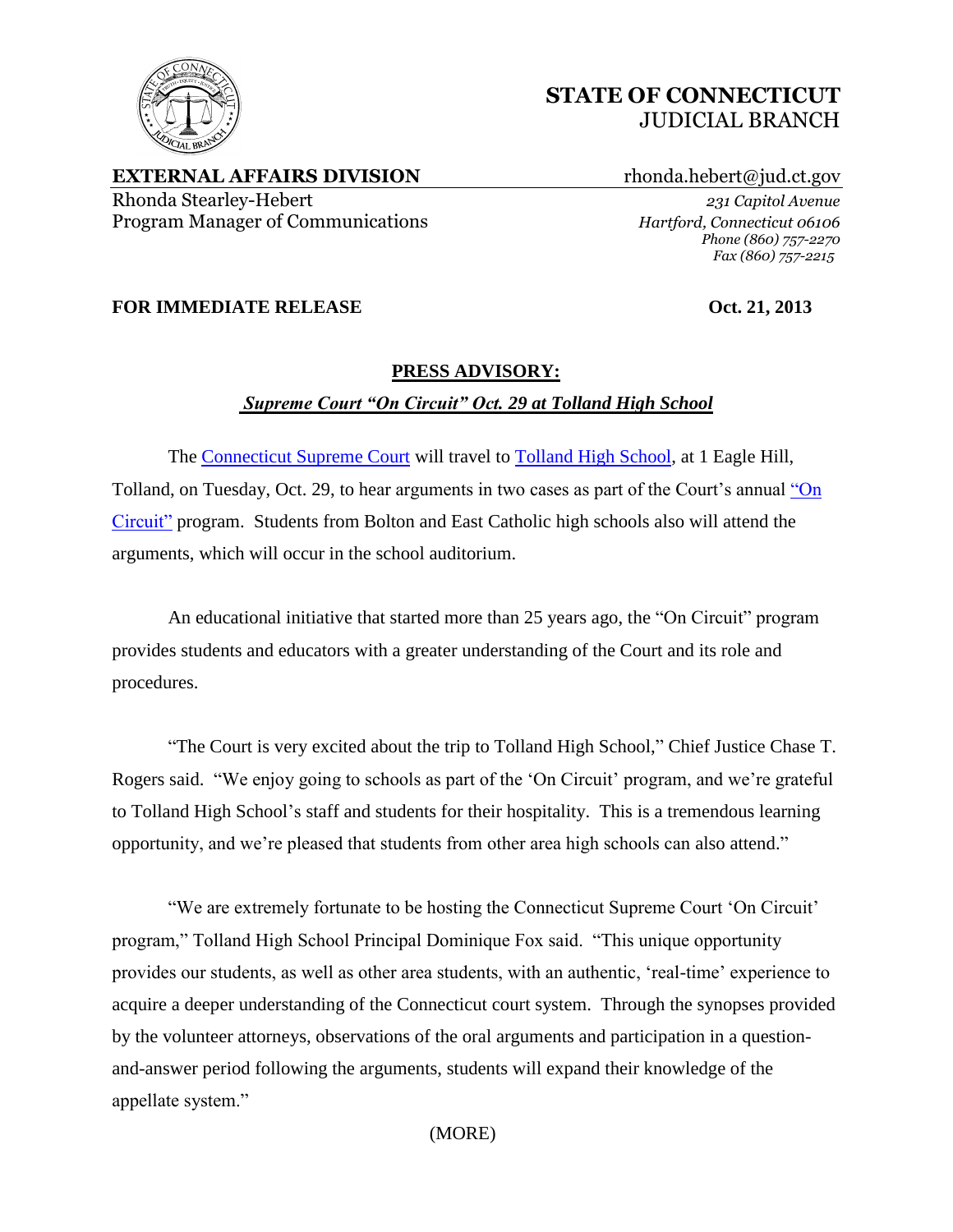# STATE OF CONNECTICUT
JUDICIAL BRANCH

**EXTERNAL AFFAIRS DIVISION**

Rhonda Stearley-Hebert
Program Manager of Communications

rhonda.hebert@jud.ct.gov
*231 Capitol Avenue*
*Hartford, Connecticut 06106*
*Phone (860) 757-2270*
*Fax (860) 757-2215*

**FOR IMMEDIATE RELEASE** **Oct. 21, 2013**

## PRESS ADVISORY:

***Supreme Court "On Circuit" Oct. 29 at Tolland High School***

The Connecticut Supreme Court will travel to Tolland High School, at 1 Eagle Hill, Tolland, on Tuesday, Oct. 29, to hear arguments in two cases as part of the Court's annual "On Circuit" program. Students from Bolton and East Catholic high schools also will attend the arguments, which will occur in the school auditorium.

An educational initiative that started more than 25 years ago, the "On Circuit" program provides students and educators with a greater understanding of the Court and its role and procedures.

"The Court is very excited about the trip to Tolland High School," Chief Justice Chase T. Rogers said. "We enjoy going to schools as part of the 'On Circuit' program, and we're grateful to Tolland High School's staff and students for their hospitality. This is a tremendous learning opportunity, and we're pleased that students from other area high schools can also attend."

"We are extremely fortunate to be hosting the Connecticut Supreme Court 'On Circuit' program," Tolland High School Principal Dominique Fox said. "This unique opportunity provides our students, as well as other area students, with an authentic, 'real-time' experience to acquire a deeper understanding of the Connecticut court system. Through the synopses provided by the volunteer attorneys, observations of the oral arguments and participation in a question-and-answer period following the arguments, students will expand their knowledge of the appellate system."

(MORE)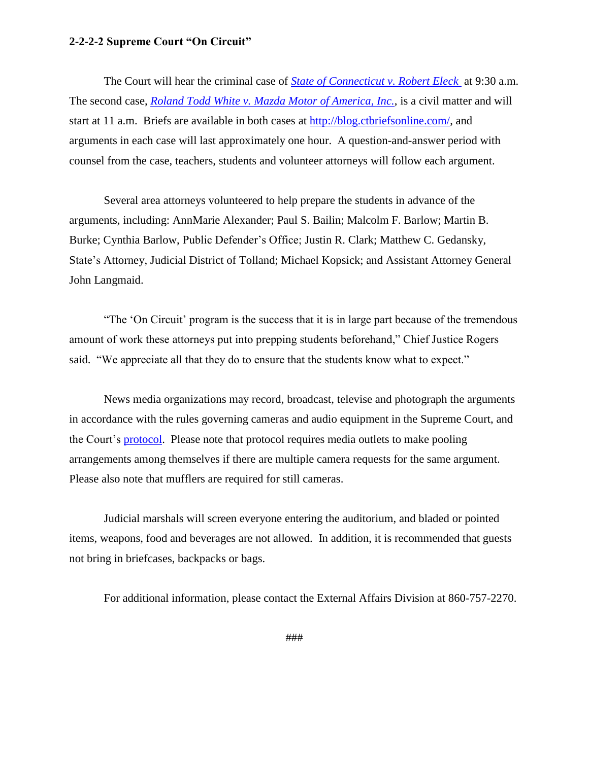**2-2-2-2 Supreme Court "On Circuit"**

The Court will hear the criminal case of *State of Connecticut v. Robert Eleck* at 9:30 a.m. The second case, *Roland Todd White v. Mazda Motor of America, Inc.*, is a civil matter and will start at 11 a.m. Briefs are available in both cases at http://blog.ctbriefsonline.com/, and arguments in each case will last approximately one hour. A question-and-answer period with counsel from the case, teachers, students and volunteer attorneys will follow each argument.

Several area attorneys volunteered to help prepare the students in advance of the arguments, including: AnnMarie Alexander; Paul S. Bailin; Malcolm F. Barlow; Martin B. Burke; Cynthia Barlow, Public Defender's Office; Justin R. Clark; Matthew C. Gedansky, State's Attorney, Judicial District of Tolland; Michael Kopsick; and Assistant Attorney General John Langmaid.

"The 'On Circuit' program is the success that it is in large part because of the tremendous amount of work these attorneys put into prepping students beforehand," Chief Justice Rogers said. "We appreciate all that they do to ensure that the students know what to expect."

News media organizations may record, broadcast, televise and photograph the arguments in accordance with the rules governing cameras and audio equipment in the Supreme Court, and the Court's protocol. Please note that protocol requires media outlets to make pooling arrangements among themselves if there are multiple camera requests for the same argument. Please also note that mufflers are required for still cameras.

Judicial marshals will screen everyone entering the auditorium, and bladed or pointed items, weapons, food and beverages are not allowed. In addition, it is recommended that guests not bring in briefcases, backpacks or bags.

For additional information, please contact the External Affairs Division at 860-757-2270.

###